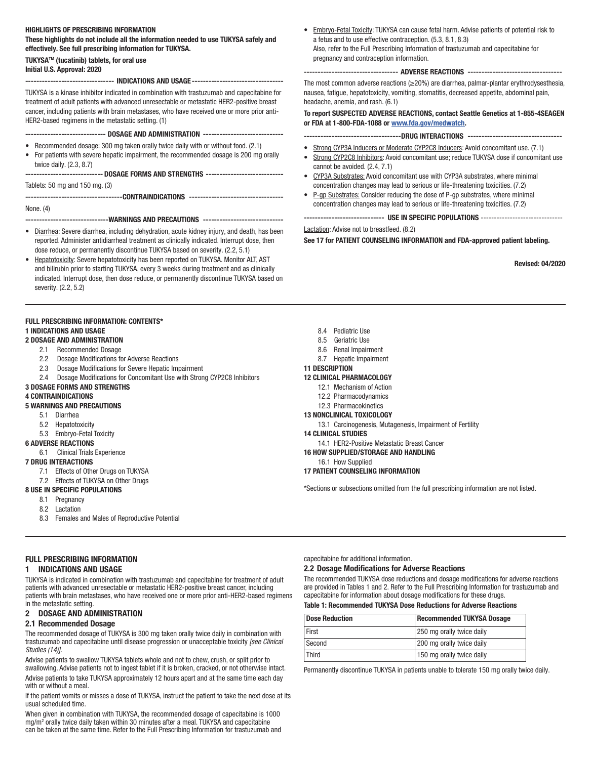**HIGHLIGHTS OF PRESCRIBING INFORMATION**

**These highlights do not include all the information needed to use TUKYSA safely and effectively. See full prescribing information for TUKYSA.**

**TUKYSA™ (tucatinib) tablets, for oral use**
**Initial U.S. Approval: 2020**

**--------------------------------- INDICATIONS AND USAGE ---------------------------------**

TUKYSA is a kinase inhibitor indicated in combination with trastuzumab and capecitabine for treatment of adult patients with advanced unresectable or metastatic HER2-positive breast cancer, including patients with brain metastases, who have received one or more prior anti-HER2-based regimens in the metastatic setting. (1)

**----------------------------- DOSAGE AND ADMINISTRATION -----------------------------**

- Recommended dosage: 300 mg taken orally twice daily with or without food. (2.1)
- For patients with severe hepatic impairment, the recommended dosage is 200 mg orally twice daily. (2.3, 8.7)

**---------------------------- DOSAGE FORMS AND STRENGTHS ----------------------------**

Tablets: 50 mg and 150 mg. (3)

**-----------------------------------CONTRAINDICATIONS -----------------------------------**

None. (4)

**------------------------------WARNINGS AND PRECAUTIONS ------------------------------**

- Diarrhea: Severe diarrhea, including dehydration, acute kidney injury, and death, has been reported. Administer antidiarrheal treatment as clinically indicated. Interrupt dose, then dose reduce, or permanently discontinue TUKYSA based on severity. (2.2, 5.1)
- Hepatotoxicity: Severe hepatotoxicity has been reported on TUKYSA. Monitor ALT, AST and bilirubin prior to starting TUKYSA, every 3 weeks during treatment and as clinically indicated. Interrupt dose, then dose reduce, or permanently discontinue TUKYSA based on severity. (2.2, 5.2)
- Embryo-Fetal Toxicity: TUKYSA can cause fetal harm. Advise patients of potential risk to a fetus and to use effective contraception. (5.3, 8.1, 8.3)
  Also, refer to the Full Prescribing Information of trastuzumab and capecitabine for pregnancy and contraception information.

**---------------------------------- ADVERSE REACTIONS ----------------------------------**

The most common adverse reactions (≥20%) are diarrhea, palmar-plantar erythrodysesthesia, nausea, fatigue, hepatotoxicity, vomiting, stomatitis, decreased appetite, abdominal pain, headache, anemia, and rash. (6.1)

**To report SUSPECTED ADVERSE REACTIONS, contact Seattle Genetics at 1-855-4SEAGEN or FDA at 1-800-FDA-1088 or www.fda.gov/medwatch.**

**-----------------------------------DRUG INTERACTIONS -----------------------------------**

- Strong CYP3A Inducers or Moderate CYP2C8 Inducers: Avoid concomitant use. (7.1)
- Strong CYP2C8 Inhibitors: Avoid concomitant use; reduce TUKYSA dose if concomitant use cannot be avoided. (2.4, 7.1)
- CYP3A Substrates: Avoid concomitant use with CYP3A substrates, where minimal concentration changes may lead to serious or life-threatening toxicities. (7.2)
- P-gp Substrates: Consider reducing the dose of P-gp substrates, where minimal concentration changes may lead to serious or life-threatening toxicities. (7.2)

**----------------------------- USE IN SPECIFIC POPULATIONS -----------------------------**

Lactation: Advise not to breastfeed. (8.2)

**See 17 for PATIENT COUNSELING INFORMATION and FDA-approved patient labeling.**

**Revised: 04/2020**

---

**FULL PRESCRIBING INFORMATION: CONTENTS***

**1 INDICATIONS AND USAGE**
**2 DOSAGE AND ADMINISTRATION**
- 2.1 Recommended Dosage
- 2.2 Dosage Modifications for Adverse Reactions
- 2.3 Dosage Modifications for Severe Hepatic Impairment
- 2.4 Dosage Modifications for Concomitant Use with Strong CYP2C8 Inhibitors

**3 DOSAGE FORMS AND STRENGTHS**
**4 CONTRAINDICATIONS**
**5 WARNINGS AND PRECAUTIONS**
- 5.1 Diarrhea
- 5.2 Hepatotoxicity
- 5.3 Embryo-Fetal Toxicity

**6 ADVERSE REACTIONS**
- 6.1 Clinical Trials Experience

**7 DRUG INTERACTIONS**
- 7.1 Effects of Other Drugs on TUKYSA
- 7.2 Effects of TUKYSA on Other Drugs

**8 USE IN SPECIFIC POPULATIONS**
- 8.1 Pregnancy
- 8.2 Lactation
- 8.3 Females and Males of Reproductive Potential
- 8.4 Pediatric Use
- 8.5 Geriatric Use
- 8.6 Renal Impairment
- 8.7 Hepatic Impairment

**11 DESCRIPTION**
**12 CLINICAL PHARMACOLOGY**
- 12.1 Mechanism of Action
- 12.2 Pharmacodynamics
- 12.3 Pharmacokinetics

**13 NONCLINICAL TOXICOLOGY**
- 13.1 Carcinogenesis, Mutagenesis, Impairment of Fertility

**14 CLINICAL STUDIES**
- 14.1 HER2-Positive Metastatic Breast Cancer

**16 HOW SUPPLIED/STORAGE AND HANDLING**
- 16.1 How Supplied

**17 PATIENT COUNSELING INFORMATION**

*Sections or subsections omitted from the full prescribing information are not listed.

---

# FULL PRESCRIBING INFORMATION

## 1 INDICATIONS AND USAGE

TUKYSA is indicated in combination with trastuzumab and capecitabine for treatment of adult patients with advanced unresectable or metastatic HER2-positive breast cancer, including patients with brain metastases, who have received one or more prior anti-HER2-based regimens in the metastatic setting.

## 2 DOSAGE AND ADMINISTRATION

### 2.1 Recommended Dosage

The recommended dosage of TUKYSA is 300 mg taken orally twice daily in combination with trastuzumab and capecitabine until disease progression or unacceptable toxicity *[see Clinical Studies (14)]*.

Advise patients to swallow TUKYSA tablets whole and not to chew, crush, or split prior to swallowing. Advise patients not to ingest tablet if it is broken, cracked, or not otherwise intact.

Advise patients to take TUKYSA approximately 12 hours apart and at the same time each day with or without a meal.

If the patient vomits or misses a dose of TUKYSA, instruct the patient to take the next dose at its usual scheduled time.

When given in combination with TUKYSA, the recommended dosage of capecitabine is 1000 mg/m² orally twice daily taken within 30 minutes after a meal. TUKYSA and capecitabine can be taken at the same time. Refer to the Full Prescribing Information for trastuzumab and capecitabine for additional information.

### 2.2 Dosage Modifications for Adverse Reactions

The recommended TUKYSA dose reductions and dosage modifications for adverse reactions are provided in Tables 1 and 2. Refer to the Full Prescribing Information for trastuzumab and capecitabine for information about dosage modifications for these drugs.

**Table 1: Recommended TUKYSA Dose Reductions for Adverse Reactions**

| Dose Reduction | Recommended TUKYSA Dosage |
|---|---|
| First | 250 mg orally twice daily |
| Second | 200 mg orally twice daily |
| Third | 150 mg orally twice daily |

Permanently discontinue TUKYSA in patients unable to tolerate 150 mg orally twice daily.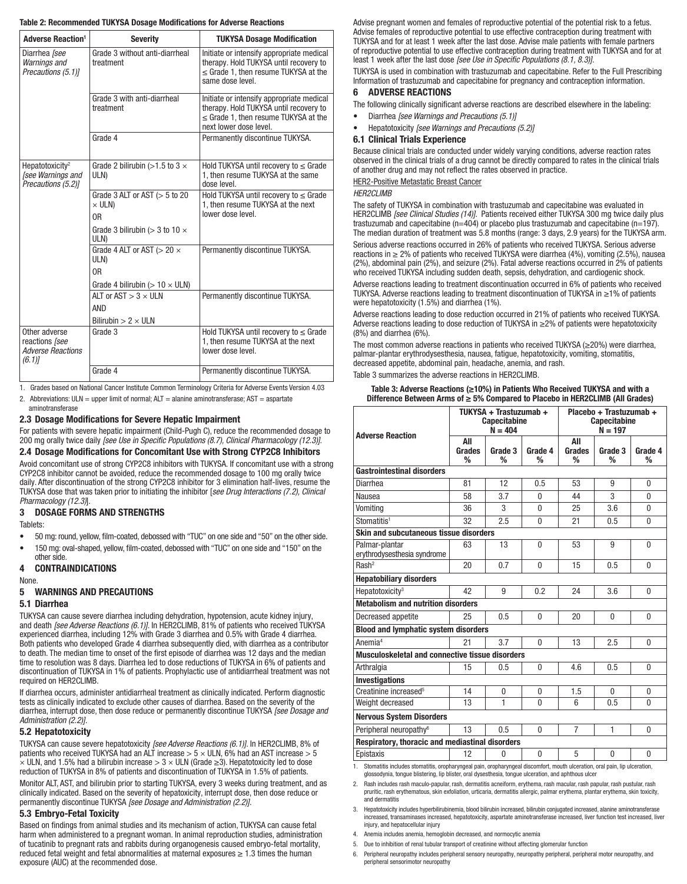**Table 2: Recommended TUKYSA Dosage Modifications for Adverse Reactions**

| Adverse Reaction[1] | Severity | TUKYSA Dosage Modification |
|---|---|---|
| Diarrhea *[see Warnings and Precautions (5.1)]* | Grade 3 without anti-diarrheal treatment | Initiate or intensify appropriate medical therapy. Hold TUKYSA until recovery to ≤ Grade 1, then resume TUKYSA at the same dose level. |
| | Grade 3 with anti-diarrheal treatment | Initiate or intensify appropriate medical therapy. Hold TUKYSA until recovery to ≤ Grade 1, then resume TUKYSA at the next lower dose level. |
| | Grade 4 | Permanently discontinue TUKYSA. |
| Hepatotoxicity[2] *[see Warnings and Precautions (5.2)]* | Grade 2 bilirubin (>1.5 to 3 × ULN) | Hold TUKYSA until recovery to ≤ Grade 1, then resume TUKYSA at the same dose level. |
| | Grade 3 ALT or AST (> 5 to 20 × ULN) OR Grade 3 bilirubin (> 3 to 10 × ULN) | Hold TUKYSA until recovery to ≤ Grade 1, then resume TUKYSA at the next lower dose level. |
| | Grade 4 ALT or AST (> 20 × ULN) OR Grade 4 bilirubin (> 10 × ULN) | Permanently discontinue TUKYSA. |
| | ALT or AST > 3 × ULN AND Bilirubin > 2 × ULN | Permanently discontinue TUKYSA. |
| Other adverse reactions *[see Adverse Reactions (6.1)]* | Grade 3 | Hold TUKYSA until recovery to ≤ Grade 1, then resume TUKYSA at the next lower dose level. |
| | Grade 4 | Permanently discontinue TUKYSA. |

1. Grades based on National Cancer Institute Common Terminology Criteria for Adverse Events Version 4.03
2. Abbreviations: ULN = upper limit of normal; ALT = alanine aminotransferase; AST = aspartate aminotransferase

### 2.3 Dosage Modifications for Severe Hepatic Impairment

For patients with severe hepatic impairment (Child-Pugh C), reduce the recommended dosage to 200 mg orally twice daily *[see Use in Specific Populations (8.7), Clinical Pharmacology (12.3)]*.

### 2.4 Dosage Modifications for Concomitant Use with Strong CYP2C8 Inhibitors

Avoid concomitant use of strong CYP2C8 inhibitors with TUKYSA. If concomitant use with a strong CYP2C8 inhibitor cannot be avoided, reduce the recommended dosage to 100 mg orally twice daily. After discontinuation of the strong CYP2C8 inhibitor for 3 elimination half-lives, resume the TUKYSA dose that was taken prior to initiating the inhibitor [*see Drug Interactions (7.2), Clinical Pharmacology (12.3)*].

## 3 DOSAGE FORMS AND STRENGTHS

Tablets:

- 50 mg: round, yellow, film-coated, debossed with "TUC" on one side and "50" on the other side.
- 150 mg: oval-shaped, yellow, film-coated, debossed with "TUC" on one side and "150" on the other side.

## 4 CONTRAINDICATIONS

None.

## 5 WARNINGS AND PRECAUTIONS

### 5.1 Diarrhea

TUKYSA can cause severe diarrhea including dehydration, hypotension, acute kidney injury, and death *[see Adverse Reactions (6.1)]*. In HER2CLIMB, 81% of patients who received TUKYSA experienced diarrhea, including 12% with Grade 3 diarrhea and 0.5% with Grade 4 diarrhea. Both patients who developed Grade 4 diarrhea subsequently died, with diarrhea as a contributor to death. The median time to onset of the first episode of diarrhea was 12 days and the median time to resolution was 8 days. Diarrhea led to dose reductions of TUKYSA in 6% of patients and discontinuation of TUKYSA in 1% of patients. Prophylactic use of antidiarrheal treatment was not required on HER2CLIMB.

If diarrhea occurs, administer antidiarrheal treatment as clinically indicated. Perform diagnostic tests as clinically indicated to exclude other causes of diarrhea. Based on the severity of the diarrhea, interrupt dose, then dose reduce or permanently discontinue TUKYSA *[see Dosage and Administration (2.2)]*.

### 5.2 Hepatotoxicity

TUKYSA can cause severe hepatotoxicity *[see Adverse Reactions (6.1)]*. In HER2CLIMB, 8% of patients who received TUKYSA had an ALT increase > 5 × ULN, 6% had an AST increase > 5 × ULN, and 1.5% had a bilirubin increase > 3 × ULN (Grade ≥3). Hepatotoxicity led to dose reduction of TUKYSA in 8% of patients and discontinuation of TUKYSA in 1.5% of patients.

Monitor ALT, AST, and bilirubin prior to starting TUKYSA, every 3 weeks during treatment, and as clinically indicated. Based on the severity of hepatotoxicity, interrupt dose, then dose reduce or permanently discontinue TUKYSA *[see Dosage and Administration (2.2)]*.

### 5.3 Embryo-Fetal Toxicity

Based on findings from animal studies and its mechanism of action, TUKYSA can cause fetal harm when administered to a pregnant woman. In animal reproduction studies, administration of tucatinib to pregnant rats and rabbits during organogenesis caused embryo-fetal mortality, reduced fetal weight and fetal abnormalities at maternal exposures ≥ 1.3 times the human exposure (AUC) at the recommended dose.

Advise pregnant women and females of reproductive potential of the potential risk to a fetus. Advise females of reproductive potential to use effective contraception during treatment with TUKYSA and for at least 1 week after the last dose. Advise male patients with female partners of reproductive potential to use effective contraception during treatment with TUKYSA and for at least 1 week after the last dose *[see Use in Specific Populations (8.1, 8.3)]*.

TUKYSA is used in combination with trastuzumab and capecitabine. Refer to the Full Prescribing Information of trastuzumab and capecitabine for pregnancy and contraception information.

## 6 ADVERSE REACTIONS

The following clinically significant adverse reactions are described elsewhere in the labeling:

- Diarrhea *[see Warnings and Precautions (5.1)]*
- Hepatotoxicity *[see Warnings and Precautions (5.2)]*

### 6.1 Clinical Trials Experience

Because clinical trials are conducted under widely varying conditions, adverse reaction rates observed in the clinical trials of a drug cannot be directly compared to rates in the clinical trials of another drug and may not reflect the rates observed in practice.

HER2-Positive Metastatic Breast Cancer

*HER2CLIMB*

The safety of TUKYSA in combination with trastuzumab and capecitabine was evaluated in HER2CLIMB *[see Clinical Studies (14)]*. Patients received either TUKYSA 300 mg twice daily plus trastuzumab and capecitabine (n=404) or placebo plus trastuzumab and capecitabine (n=197). The median duration of treatment was 5.8 months (range: 3 days, 2.9 years) for the TUKYSA arm.

Serious adverse reactions occurred in 26% of patients who received TUKYSA. Serious adverse reactions in ≥ 2% of patients who received TUKYSA were diarrhea (4%), vomiting (2.5%), nausea (2%), abdominal pain (2%), and seizure (2%). Fatal adverse reactions occurred in 2% of patients who received TUKYSA including sudden death, sepsis, dehydration, and cardiogenic shock.

Adverse reactions leading to treatment discontinuation occurred in 6% of patients who received TUKYSA. Adverse reactions leading to treatment discontinuation of TUKYSA in ≥1% of patients were hepatotoxicity (1.5%) and diarrhea (1%).

Adverse reactions leading to dose reduction occurred in 21% of patients who received TUKYSA. Adverse reactions leading to dose reduction of TUKYSA in ≥2% of patients were hepatotoxicity (8%) and diarrhea (6%).

The most common adverse reactions in patients who received TUKYSA (≥20%) were diarrhea, palmar-plantar erythrodysesthesia, nausea, fatigue, hepatotoxicity, vomiting, stomatitis, decreased appetite, abdominal pain, headache, anemia, and rash.

Table 3 summarizes the adverse reactions in HER2CLIMB.

**Table 3: Adverse Reactions (≥10%) in Patients Who Received TUKYSA and with a Difference Between Arms of ≥ 5% Compared to Placebo in HER2CLIMB (All Grades)**

| Adverse Reaction | TUKYSA + Trastuzumab + Capecitabine N = 404 | | | Placebo + Trastuzumab + Capecitabine N = 197 | | |
|---|---|---|---|---|---|---|
| | All Grades % | Grade 3 % | Grade 4 % | All Grades % | Grade 3 % | Grade 4 % |
| **Gastrointestinal disorders** | | | | | | |
| Diarrhea | 81 | 12 | 0.5 | 53 | 9 | 0 |
| Nausea | 58 | 3.7 | 0 | 44 | 3 | 0 |
| Vomiting | 36 | 3 | 0 | 25 | 3.6 | 0 |
| Stomatitis[1] | 32 | 2.5 | 0 | 21 | 0.5 | 0 |
| **Skin and subcutaneous tissue disorders** | | | | | | |
| Palmar-plantar erythrodysesthesia syndrome | 63 | 13 | 0 | 53 | 9 | 0 |
| Rash[2] | 20 | 0.7 | 0 | 15 | 0.5 | 0 |
| **Hepatobiliary disorders** | | | | | | |
| Hepatotoxicity[3] | 42 | 9 | 0.2 | 24 | 3.6 | 0 |
| **Metabolism and nutrition disorders** | | | | | | |
| Decreased appetite | 25 | 0.5 | 0 | 20 | 0 | 0 |
| **Blood and lymphatic system disorders** | | | | | | |
| Anemia[4] | 21 | 3.7 | 0 | 13 | 2.5 | 0 |
| **Musculoskeletal and connective tissue disorders** | | | | | | |
| Arthralgia | 15 | 0.5 | 0 | 4.6 | 0.5 | 0 |
| **Investigations** | | | | | | |
| Creatinine increased[5] | 14 | 0 | 0 | 1.5 | 0 | 0 |
| Weight decreased | 13 | 1 | 0 | 6 | 0.5 | 0 |
| **Nervous System Disorders** | | | | | | |
| Peripheral neuropathy[6] | 13 | 0.5 | 0 | 7 | 1 | 0 |
| **Respiratory, thoracic and mediastinal disorders** | | | | | | |
| Epistaxis | 12 | 0 | 0 | 5 | 0 | 0 |

1. Stomatitis includes stomatitis, oropharyngeal pain, oropharyngeal discomfort, mouth ulceration, oral pain, lip ulceration, glossodynia, tongue blistering, lip blister, oral dysesthesia, tongue ulceration, and aphthous ulcer
2. Rash includes rash maculo-papular, rash, dermatitis acneiform, erythema, rash macular, rash papular, rash pustular, rash pruritic, rash erythematous, skin exfoliation, urticaria, dermatitis allergic, palmar erythema, plantar erythema, skin toxicity, and dermatitis
3. Hepatotoxicity includes hyperbilirubinemia, blood bilirubin increased, bilirubin conjugated increased, alanine aminotransferase increased, transaminases increased, hepatotoxicity, aspartate aminotransferase increased, liver function test increased, liver injury, and hepatocellular injury
4. Anemia includes anemia, hemoglobin decreased, and normocytic anemia
5. Due to inhibition of renal tubular transport of creatinine without affecting glomerular function
6. Peripheral neuropathy includes peripheral sensory neuropathy, neuropathy peripheral, peripheral motor neuropathy, and peripheral sensorimotor neuropathy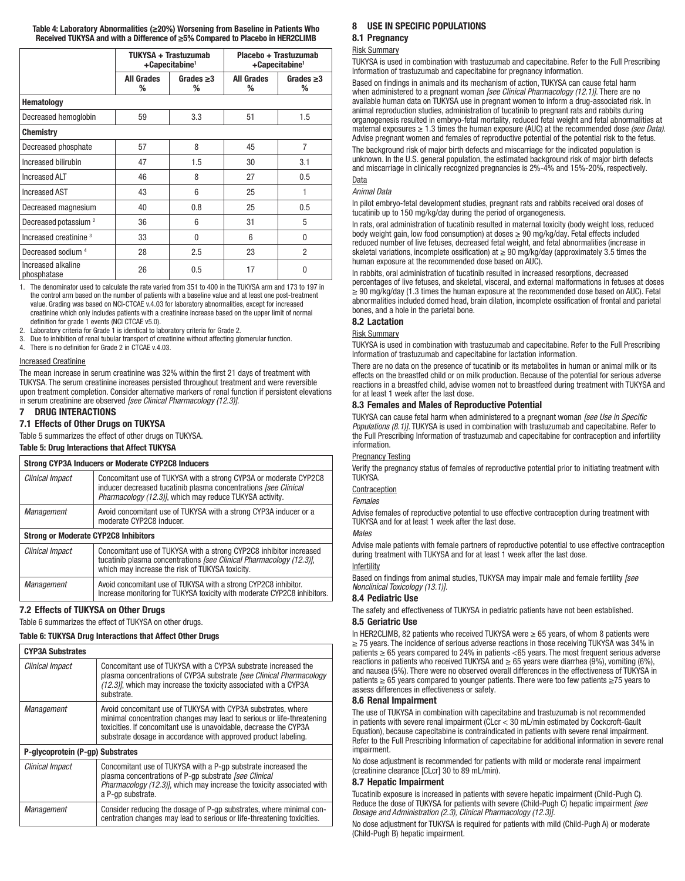**Table 4: Laboratory Abnormalities (≥20%) Worsening from Baseline in Patients Who Received TUKYSA and with a Difference of ≥5% Compared to Placebo in HER2CLIMB**

| | TUKYSA + Trastuzumab +Capecitabine[1] | | Placebo + Trastuzumab +Capecitabine[1] | |
|---|---|---|---|---|
| | All Grades % | Grades ≥3 % | All Grades % | Grades ≥3 % |
| **Hematology** | | | | |
| Decreased hemoglobin | 59 | 3.3 | 51 | 1.5 |
| **Chemistry** | | | | |
| Decreased phosphate | 57 | 8 | 45 | 7 |
| Increased bilirubin | 47 | 1.5 | 30 | 3.1 |
| Increased ALT | 46 | 8 | 27 | 0.5 |
| Increased AST | 43 | 6 | 25 | 1 |
| Decreased magnesium | 40 | 0.8 | 25 | 0.5 |
| Decreased potassium [2] | 36 | 6 | 31 | 5 |
| Increased creatinine [3] | 33 | 0 | 6 | 0 |
| Decreased sodium [4] | 28 | 2.5 | 23 | 2 |
| Increased alkaline phosphatase | 26 | 0.5 | 17 | 0 |

1. The denominator used to calculate the rate varied from 351 to 400 in the TUKYSA arm and 173 to 197 in the control arm based on the number of patients with a baseline value and at least one post-treatment value. Grading was based on NCI-CTCAE v.4.03 for laboratory abnormalities, except for increased creatinine which only includes patients with a creatinine increase based on the upper limit of normal definition for grade 1 events (NCI CTCAE v5.0).
2. Laboratory criteria for Grade 1 is identical to laboratory criteria for Grade 2.
3. Due to inhibition of renal tubular transport of creatinine without affecting glomerular function.
4. There is no definition for Grade 2 in CTCAE v.4.03.

Increased Creatinine

The mean increase in serum creatinine was 32% within the first 21 days of treatment with TUKYSA. The serum creatinine increases persisted throughout treatment and were reversible upon treatment completion. Consider alternative markers of renal function if persistent elevations in serum creatinine are observed *[see Clinical Pharmacology (12.3)]*.

## 7 DRUG INTERACTIONS

### 7.1 Effects of Other Drugs on TUKYSA

Table 5 summarizes the effect of other drugs on TUKYSA.

**Table 5: Drug Interactions that Affect TUKYSA**

| | |
|---|---|
| **Strong CYP3A Inducers or Moderate CYP2C8 Inducers** | |
| *Clinical Impact* | Concomitant use of TUKYSA with a strong CYP3A or moderate CYP2C8 inducer decreased tucatinib plasma concentrations *[see Clinical Pharmacology (12.3)]*, which may reduce TUKYSA activity. |
| *Management* | Avoid concomitant use of TUKYSA with a strong CYP3A inducer or a moderate CYP2C8 inducer. |
| **Strong or Moderate CYP2C8 Inhibitors** | |
| *Clinical Impact* | Concomitant use of TUKYSA with a strong CYP2C8 inhibitor increased tucatinib plasma concentrations *[see Clinical Pharmacology (12.3)]*, which may increase the risk of TUKYSA toxicity. |
| *Management* | Avoid concomitant use of TUKYSA with a strong CYP2C8 inhibitor. Increase monitoring for TUKYSA toxicity with moderate CYP2C8 inhibitors. |

### 7.2 Effects of TUKYSA on Other Drugs

Table 6 summarizes the effect of TUKYSA on other drugs.

**Table 6: TUKYSA Drug Interactions that Affect Other Drugs**

| | |
|---|---|
| **CYP3A Substrates** | |
| *Clinical Impact* | Concomitant use of TUKYSA with a CYP3A substrate increased the plasma concentrations of CYP3A substrate *[see Clinical Pharmacology (12.3)]*, which may increase the toxicity associated with a CYP3A substrate. |
| *Management* | Avoid concomitant use of TUKYSA with CYP3A substrates, where minimal concentration changes may lead to serious or life-threatening toxicities. If concomitant use is unavoidable, decrease the CYP3A substrate dosage in accordance with approved product labeling. |
| **P-glycoprotein (P-gp) Substrates** | |
| *Clinical Impact* | Concomitant use of TUKYSA with a P-gp substrate increased the plasma concentrations of P-gp substrate *[see Clinical Pharmacology (12.3)]*, which may increase the toxicity associated with a P-gp substrate. |
| *Management* | Consider reducing the dosage of P-gp substrates, where minimal concentration changes may lead to serious or life-threatening toxicities. |

## 8 USE IN SPECIFIC POPULATIONS

### 8.1 Pregnancy

Risk Summary

TUKYSA is used in combination with trastuzumab and capecitabine. Refer to the Full Prescribing Information of trastuzumab and capecitabine for pregnancy information.

Based on findings in animals and its mechanism of action, TUKYSA can cause fetal harm when administered to a pregnant woman *[see Clinical Pharmacology (12.1)]*. There are no available human data on TUKYSA use in pregnant women to inform a drug-associated risk. In animal reproduction studies, administration of tucatinib to pregnant rats and rabbits during organogenesis resulted in embryo-fetal mortality, reduced fetal weight and fetal abnormalities at maternal exposures ≥ 1.3 times the human exposure (AUC) at the recommended dose *(see Data)*. Advise pregnant women and females of reproductive potential of the potential risk to the fetus.

The background risk of major birth defects and miscarriage for the indicated population is unknown. In the U.S. general population, the estimated background risk of major birth defects and miscarriage in clinically recognized pregnancies is 2%-4% and 15%-20%, respectively.

Data

*Animal Data*

In pilot embryo-fetal development studies, pregnant rats and rabbits received oral doses of tucatinib up to 150 mg/kg/day during the period of organogenesis.

In rats, oral administration of tucatinib resulted in maternal toxicity (body weight loss, reduced body weight gain, low food consumption) at doses ≥ 90 mg/kg/day. Fetal effects included reduced number of live fetuses, decreased fetal weight, and fetal abnormalities (increase in skeletal variations, incomplete ossification) at ≥ 90 mg/kg/day (approximately 3.5 times the human exposure at the recommended dose based on AUC).

In rabbits, oral administration of tucatinib resulted in increased resorptions, decreased percentages of live fetuses, and skeletal, visceral, and external malformations in fetuses at doses ≥ 90 mg/kg/day (1.3 times the human exposure at the recommended dose based on AUC). Fetal abnormalities included domed head, brain dilation, incomplete ossification of frontal and parietal bones, and a hole in the parietal bone.

### 8.2 Lactation

Risk Summary

TUKYSA is used in combination with trastuzumab and capecitabine. Refer to the Full Prescribing Information of trastuzumab and capecitabine for lactation information.

There are no data on the presence of tucatinib or its metabolites in human or animal milk or its effects on the breastfed child or on milk production. Because of the potential for serious adverse reactions in a breastfed child, advise women not to breastfeed during treatment with TUKYSA and for at least 1 week after the last dose.

### 8.3 Females and Males of Reproductive Potential

TUKYSA can cause fetal harm when administered to a pregnant woman *[see Use in Specific Populations (8.1)]*. TUKYSA is used in combination with trastuzumab and capecitabine. Refer to the Full Prescribing Information of trastuzumab and capecitabine for contraception and infertility information.

Pregnancy Testing

Verify the pregnancy status of females of reproductive potential prior to initiating treatment with TUKYSA.

Contraception

*Females*

Advise females of reproductive potential to use effective contraception during treatment with TUKYSA and for at least 1 week after the last dose.

*Males*

Advise male patients with female partners of reproductive potential to use effective contraception during treatment with TUKYSA and for at least 1 week after the last dose.

Infertility

Based on findings from animal studies, TUKYSA may impair male and female fertility *[see Nonclinical Toxicology (13.1)]*.

### 8.4 Pediatric Use

The safety and effectiveness of TUKYSA in pediatric patients have not been established.

### 8.5 Geriatric Use

In HER2CLIMB, 82 patients who received TUKYSA were ≥ 65 years, of whom 8 patients were ≥ 75 years. The incidence of serious adverse reactions in those receiving TUKYSA was 34% in patients ≥ 65 years compared to 24% in patients <65 years. The most frequent serious adverse reactions in patients who received TUKYSA and ≥ 65 years were diarrhea (9%), vomiting (6%), and nausea (5%). There were no observed overall differences in the effectiveness of TUKYSA in patients ≥ 65 years compared to younger patients. There were too few patients ≥75 years to assess differences in effectiveness or safety.

### 8.6 Renal Impairment

The use of TUKYSA in combination with capecitabine and trastuzumab is not recommended in patients with severe renal impairment (CLcr < 30 mL/min estimated by Cockcroft-Gault Equation), because capecitabine is contraindicated in patients with severe renal impairment. Refer to the Full Prescribing Information of capecitabine for additional information in severe renal impairment.

No dose adjustment is recommended for patients with mild or moderate renal impairment (creatinine clearance [CLcr] 30 to 89 mL/min).

### 8.7 Hepatic Impairment

Tucatinib exposure is increased in patients with severe hepatic impairment (Child-Pugh C). Reduce the dose of TUKYSA for patients with severe (Child-Pugh C) hepatic impairment *[see Dosage and Administration (2.3), Clinical Pharmacology (12.3)]*.

No dose adjustment for TUKYSA is required for patients with mild (Child-Pugh A) or moderate (Child-Pugh B) hepatic impairment.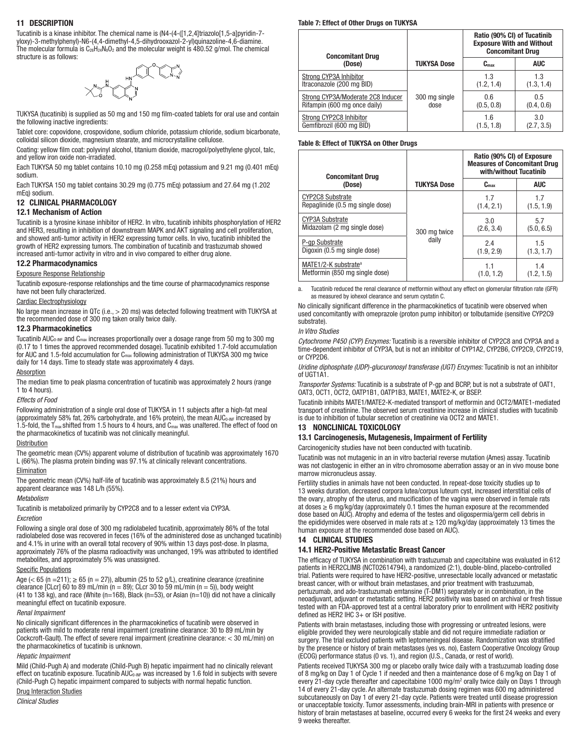## 11 DESCRIPTION

Tucatinib is a kinase inhibitor. The chemical name is (N4-(4-([1,2,4]triazolo[1,5-a]pyridin-7-yloxy)-3-methylphenyl)-N6-(4,4-dimethyl-4,5-dihydrooxazol-2-yl)quinazoline-4,6-diamine. The molecular formula is $C_{26}H_{24}N_8O_2$ and the molecular weight is 480.52 g/mol. The chemical structure is as follows:

TUKYSA (tucatinib) is supplied as 50 mg and 150 mg film-coated tablets for oral use and contain the following inactive ingredients:

Tablet core: copovidone, crospovidone, sodium chloride, potassium chloride, sodium bicarbonate, colloidal silicon dioxide, magnesium stearate, and microcrystalline cellulose.

Coating: yellow film coat: polyvinyl alcohol, titanium dioxide, macrogol/polyethylene glycol, talc, and yellow iron oxide non-irradiated.

Each TUKYSA 50 mg tablet contains 10.10 mg (0.258 mEq) potassium and 9.21 mg (0.401 mEq) sodium.

Each TUKYSA 150 mg tablet contains 30.29 mg (0.775 mEq) potassium and 27.64 mg (1.202 mEq) sodium.

## 12 CLINICAL PHARMACOLOGY

### 12.1 Mechanism of Action

Tucatinib is a tyrosine kinase inhibitor of HER2. In vitro, tucatinib inhibits phosphorylation of HER2 and HER3, resulting in inhibition of downstream MAPK and AKT signaling and cell proliferation, and showed anti-tumor activity in HER2 expressing tumor cells. In vivo, tucatinib inhibited the growth of HER2 expressing tumors. The combination of tucatinib and trastuzumab showed increased anti-tumor activity in vitro and in vivo compared to either drug alone.

### 12.2 Pharmacodynamics

Exposure Response Relationship

Tucatinib exposure-response relationships and the time course of pharmacodynamics response have not been fully characterized.

Cardiac Electrophysiology

No large mean increase in QTc (i.e., > 20 ms) was detected following treatment with TUKYSA at the recommended dose of 300 mg taken orally twice daily.

### 12.3 Pharmacokinetics

Tucatinib $AUC_{0\text{-}INF}$ and $C_{max}$ increases proportionally over a dosage range from 50 mg to 300 mg (0.17 to 1 times the approved recommended dosage). Tucatinib exhibited 1.7-fold accumulation for AUC and 1.5-fold accumulation for $C_{max}$ following administration of TUKYSA 300 mg twice daily for 14 days. Time to steady state was approximately 4 days.

Absorption

The median time to peak plasma concentration of tucatinib was approximately 2 hours (range 1 to 4 hours).

*Effects of Food*

Following administration of a single oral dose of TUKYSA in 11 subjects after a high-fat meal (approximately 58% fat, 26% carbohydrate, and 16% protein), the mean $AUC_{0\text{-}INF}$ increased by 1.5-fold, the $T_{max}$ shifted from 1.5 hours to 4 hours, and $C_{max}$ was unaltered. The effect of food on the pharmacokinetics of tucatinib was not clinically meaningful.

Distribution

The geometric mean (CV%) apparent volume of distribution of tucatinib was approximately 1670 L (66%). The plasma protein binding was 97.1% at clinically relevant concentrations.

Elimination

The geometric mean (CV%) half-life of tucatinib was approximately 8.5 (21%) hours and apparent clearance was 148 L/h (55%).

*Metabolism*

Tucatinib is metabolized primarily by CYP2C8 and to a lesser extent via CYP3A.

*Excretion*

Following a single oral dose of 300 mg radiolabeled tucatinib, approximately 86% of the total radiolabeled dose was recovered in feces (16% of the administered dose as unchanged tucatinib) and 4.1% in urine with an overall total recovery of 90% within 13 days post-dose. In plasma, approximately 76% of the plasma radioactivity was unchanged, 19% was attributed to identified metabolites, and approximately 5% was unassigned.

Specific Populations

Age (< 65 (n =211); ≥ 65 (n = 27)), albumin (25 to 52 g/L), creatinine clearance (creatinine clearance [CLcr] 60 to 89 mL/min (n = 89); CLcr 30 to 59 mL/min (n = 5)), body weight (41 to 138 kg), and race (White (n=168), Black (n=53), or Asian (n=10)) did not have a clinically meaningful effect on tucatinib exposure.

*Renal Impairment*

No clinically significant differences in the pharmacokinetics of tucatinib were observed in patients with mild to moderate renal impairment (creatinine clearance: 30 to 89 mL/min by Cockcroft-Gault). The effect of severe renal impairment (creatinine clearance: < 30 mL/min) on the pharmacokinetics of tucatinib is unknown.

*Hepatic Impairment*

Mild (Child-Pugh A) and moderate (Child-Pugh B) hepatic impairment had no clinically relevant effect on tucatinib exposure. Tucatinib $AUC_{0\text{-}INF}$ was increased by 1.6 fold in subjects with severe (Child-Pugh C) hepatic impairment compared to subjects with normal hepatic function.

Drug Interaction Studies

*Clinical Studies*

**Table 7: Effect of Other Drugs on TUKYSA**

| Concomitant Drug (Dose) | TUKYSA Dose | Ratio (90% CI) of Tucatinib Exposure With and Without Concomitant Drug | |
|---|---|---|---|
| | | $C_{max}$ | AUC |
| Strong CYP3A Inhibitor Itraconazole (200 mg BID) | 300 mg single dose | 1.3 (1.2, 1.4) | 1.3 (1.3, 1.4) |
| Strong CYP3A/Moderate 2C8 Inducer Rifampin (600 mg once daily) | | 0.6 (0.5, 0.8) | 0.5 (0.4, 0.6) |
| Strong CYP2C8 Inhibitor Gemfibrozil (600 mg BID) | | 1.6 (1.5, 1.8) | 3.0 (2.7, 3.5) |

**Table 8: Effect of TUKYSA on Other Drugs**

| Concomitant Drug (Dose) | TUKYSA Dose | Ratio (90% CI) of Exposure Measures of Concomitant Drug with/without Tucatinib | |
|---|---|---|---|
| | | $C_{max}$ | AUC |
| CYP2C8 Substrate Repaglinide (0.5 mg single dose) | 300 mg twice daily | 1.7 (1.4, 2.1) | 1.7 (1.5, 1.9) |
| CYP3A Substrate Midazolam (2 mg single dose) | | 3.0 (2.6, 3.4) | 5.7 (5.0, 6.5) |
| P-gp Substrate Digoxin (0.5 mg single dose) | | 2.4 (1.9, 2.9) | 1.5 (1.3, 1.7) |
| MATE1/2-K substrate[a] Metformin (850 mg single dose) | | 1.1 (1.0, 1.2) | 1.4 (1.2, 1.5) |

a. Tucatinib reduced the renal clearance of metformin without any effect on glomerular filtration rate (GFR) as measured by iohexol clearance and serum cystatin C.

No clinically significant difference in the pharmacokinetics of tucatinib were observed when used concomitantly with omeprazole (proton pump inhibitor) or tolbutamide (sensitive CYP2C9 substrate).

*In Vitro Studies*

*Cytochrome P450 (CYP) Enzymes:* Tucatinib is a reversible inhibitor of CYP2C8 and CYP3A and a time-dependent inhibitor of CYP3A, but is not an inhibitor of CYP1A2, CYP2B6, CYP2C9, CYP2C19, or CYP2D6.

*Uridine diphosphate (UDP)-glucuronosyl transferase (UGT) Enzymes:* Tucatinib is not an inhibitor of UGT1A1.

*Transporter Systems:* Tucatinib is a substrate of P-gp and BCRP, but is not a substrate of OAT1, OAT3, OCT1, OCT2, OATP1B1, OATP1B3, MATE1, MATE2-K, or BSEP.

Tucatinib inhibits MATE1/MATE2-K-mediated transport of metformin and OCT2/MATE1-mediated transport of creatinine. The observed serum creatinine increase in clinical studies with tucatinib is due to inhibition of tubular secretion of creatinine via OCT2 and MATE1.

## 13 NONCLINICAL TOXICOLOGY

### 13.1 Carcinogenesis, Mutagenesis, Impairment of Fertility

Carcinogenicity studies have not been conducted with tucatinib.

Tucatinib was not mutagenic in an in vitro bacterial reverse mutation (Ames) assay. Tucatinib was not clastogenic in either an in vitro chromosome aberration assay or an in vivo mouse bone marrow micronucleus assay.

Fertility studies in animals have not been conducted. In repeat-dose toxicity studies up to 13 weeks duration, decreased corpora lutea/corpus luteum cyst, increased interstitial cells of the ovary, atrophy of the uterus, and mucification of the vagina were observed in female rats at doses ≥ 6 mg/kg/day (approximately 0.1 times the human exposure at the recommended dose based on AUC). Atrophy and edema of the testes and oligospermia/germ cell debris in the epididymides were observed in male rats at ≥ 120 mg/kg/day (approximately 13 times the human exposure at the recommended dose based on AUC).

## 14 CLINICAL STUDIES

### 14.1 HER2-Positive Metastatic Breast Cancer

The efficacy of TUKYSA in combination with trastuzumab and capecitabine was evaluated in 612 patients in HER2CLIMB (NCT02614794), a randomized (2:1), double-blind, placebo-controlled trial. Patients were required to have HER2-positive, unresectable locally advanced or metastatic breast cancer, with or without brain metastases, and prior treatment with trastuzumab, pertuzumab, and ado-trastuzumab emtansine (T-DM1) separately or in combination, in the neoadjuvant, adjuvant or metastatic setting. HER2 positivity was based on archival or fresh tissue tested with an FDA-approved test at a central laboratory prior to enrollment with HER2 positivity defined as HER2 IHC 3+ or ISH positive.

Patients with brain metastases, including those with progressing or untreated lesions, were eligible provided they were neurologically stable and did not require immediate radiation or surgery. The trial excluded patients with leptomeningeal disease. Randomization was stratified by the presence or history of brain metastases (yes vs. no), Eastern Cooperative Oncology Group (ECOG) performance status (0 vs. 1), and region (U.S., Canada, or rest of world).

Patients received TUKYSA 300 mg or placebo orally twice daily with a trastuzumab loading dose of 8 mg/kg on Day 1 of Cycle 1 if needed and then a maintenance dose of 6 mg/kg on Day 1 of every 21-day cycle thereafter and capecitabine 1000 mg/m² orally twice daily on Days 1 through 14 of every 21-day cycle. An alternate trastuzumab dosing regimen was 600 mg administered subcutaneously on Day 1 of every 21-day cycle. Patients were treated until disease progression or unacceptable toxicity. Tumor assessments, including brain-MRI in patients with presence or history of brain metastases at baseline, occurred every 6 weeks for the first 24 weeks and every 9 weeks thereafter.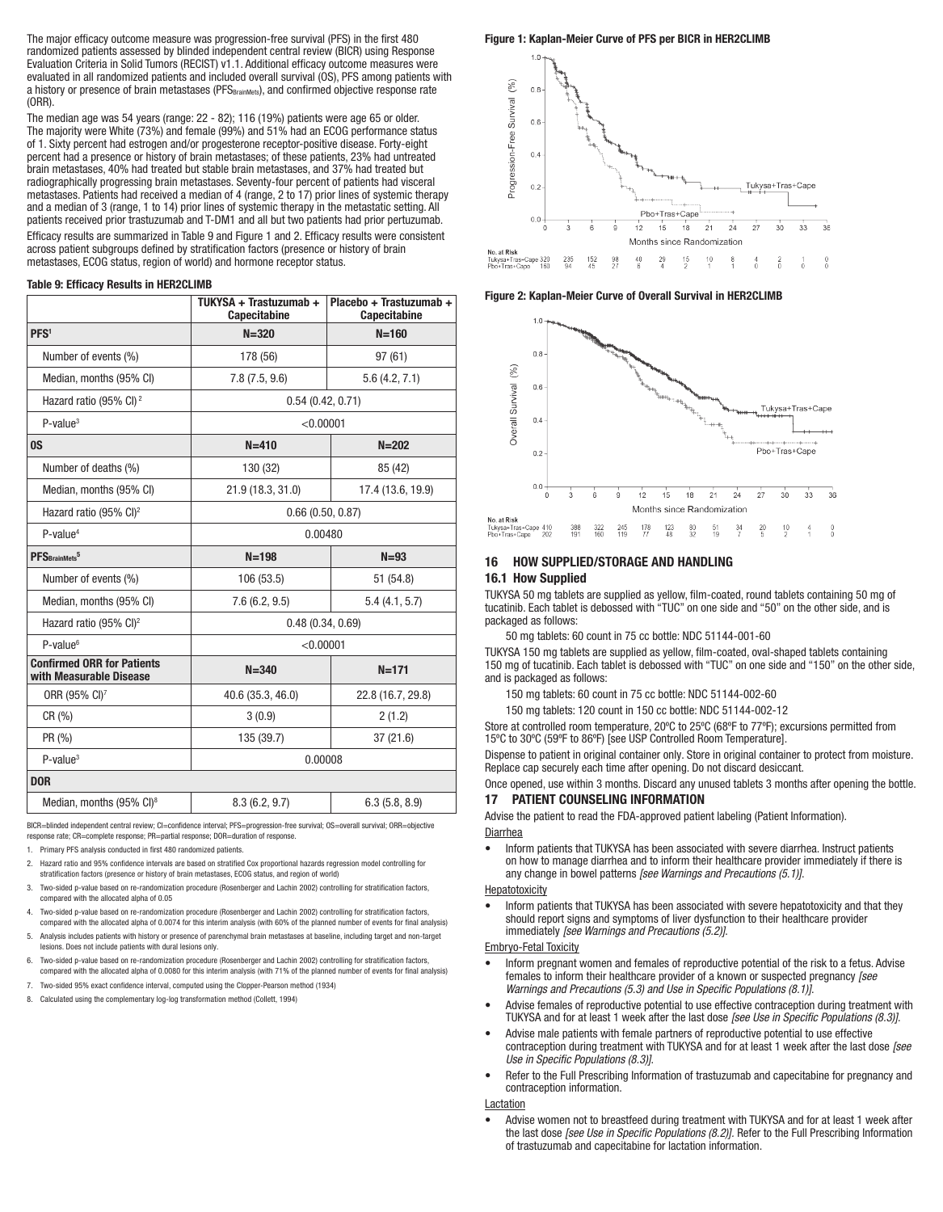The major efficacy outcome measure was progression-free survival (PFS) in the first 480 randomized patients assessed by blinded independent central review (BICR) using Response Evaluation Criteria in Solid Tumors (RECIST) v1.1. Additional efficacy outcome measures were evaluated in all randomized patients and included overall survival (OS), PFS among patients with a history or presence of brain metastases ($PFS_{BrainMets}$), and confirmed objective response rate (ORR).

The median age was 54 years (range: 22 - 82); 116 (19%) patients were age 65 or older. The majority were White (73%) and female (99%) and 51% had an ECOG performance status of 1. Sixty percent had estrogen and/or progesterone receptor-positive disease. Forty-eight percent had a presence or history of brain metastases; of these patients, 23% had untreated brain metastases, 40% had treated but stable brain metastases, and 37% had treated but radiographically progressing brain metastases. Seventy-four percent of patients had visceral metastases. Patients had received a median of 4 (range, 2 to 17) prior lines of systemic therapy and a median of 3 (range, 1 to 14) prior lines of systemic therapy in the metastatic setting. All patients received prior trastuzumab and T-DM1 and all but two patients had prior pertuzumab.

Efficacy results are summarized in Table 9 and Figure 1 and 2. Efficacy results were consistent across patient subgroups defined by stratification factors (presence or history of brain metastases, ECOG status, region of world) and hormone receptor status.

**Table 9: Efficacy Results in HER2CLIMB**

| | TUKYSA + Trastuzumab + Capecitabine | Placebo + Trastuzumab + Capecitabine |
|---|---|---|
| **PFS[1]** | **N=320** | **N=160** |
| Number of events (%) | 178 (56) | 97 (61) |
| Median, months (95% CI) | 7.8 (7.5, 9.6) | 5.6 (4.2, 7.1) |
| Hazard ratio (95% CI)[2] | 0.54 (0.42, 0.71) | |
| P-value[3] | <0.00001 | |
| **OS** | **N=410** | **N=202** |
| Number of deaths (%) | 130 (32) | 85 (42) |
| Median, months (95% CI) | 21.9 (18.3, 31.0) | 17.4 (13.6, 19.9) |
| Hazard ratio (95% CI)[2] | 0.66 (0.50, 0.87) | |
| P-value[4] | 0.00480 | |
| **$PFS_{BrainMets}$[5]** | **N=198** | **N=93** |
| Number of events (%) | 106 (53.5) | 51 (54.8) |
| Median, months (95% CI) | 7.6 (6.2, 9.5) | 5.4 (4.1, 5.7) |
| Hazard ratio (95% CI)[2] | 0.48 (0.34, 0.69) | |
| P-value[6] | <0.00001 | |
| **Confirmed ORR for Patients with Measurable Disease** | **N=340** | **N=171** |
| ORR (95% CI)[7] | 40.6 (35.3, 46.0) | 22.8 (16.7, 29.8) |
| CR (%) | 3 (0.9) | 2 (1.2) |
| PR (%) | 135 (39.7) | 37 (21.6) |
| P-value[3] | 0.00008 | |
| **DOR** | | |
| Median, months (95% CI)[8] | 8.3 (6.2, 9.7) | 6.3 (5.8, 8.9) |

BICR=blinded independent central review; CI=confidence interval; PFS=progression-free survival; OS=overall survival; ORR=objective response rate; CR=complete response; PR=partial response; DOR=duration of response.

1. Primary PFS analysis conducted in first 480 randomized patients.
2. Hazard ratio and 95% confidence intervals are based on stratified Cox proportional hazards regression model controlling for stratification factors (presence or history of brain metastases, ECOG status, and region of world)
3. Two-sided p-value based on re-randomization procedure (Rosenberger and Lachin 2002) controlling for stratification factors, compared with the allocated alpha of 0.05
4. Two-sided p-value based on re-randomization procedure (Rosenberger and Lachin 2002) controlling for stratification factors, compared with the allocated alpha of 0.0074 for this interim analysis (with 60% of the planned number of events for final analysis)
5. Analysis includes patients with history or presence of parenchymal brain metastases at baseline, including target and non-target lesions. Does not include patients with dural lesions only.
6. Two-sided p-value based on re-randomization procedure (Rosenberger and Lachin 2002) controlling for stratification factors, compared with the allocated alpha of 0.0080 for this interim analysis (with 71% of the planned number of events for final analysis)
7. Two-sided 95% exact confidence interval, computed using the Clopper-Pearson method (1934)
8. Calculated using the complementary log-log transformation method (Collett, 1994)

**Figure 1: Kaplan-Meier Curve of PFS per BICR in HER2CLIMB**

Progression-Free Survival (%)
1.0
0.8
0.6
0.4
0.2
0.0
0 3 6 9 12 15 18 21 24 27 30 33 35
Months since Randomization
Tukysa+Tras+Cape
Pbo+Tras+Cape
No. at Risk
Tukysa+Tras+Cape 320 235 152 98 40 29 15 10 8 4 2 1 0
Pbo+Tras+Cape 160 94 45 27 6 4 2 1 1 0 0 0 0

**Figure 2: Kaplan-Meier Curve of Overall Survival in HER2CLIMB**

Overall Survival (%)
1.0
0.8
0.6
0.4
0.2
0.0
0 3 6 9 12 15 18 21 24 27 30 33 36
Months since Randomization
Tukysa+Tras+Cape
Pbo+Tras+Cape
No. at Risk
Tukysa+Tras+Cape 410 388 322 245 178 123 80 51 34 20 10 4 0
Pbo+Tras+Cape 202 191 160 119 77 48 32 19 7 5 2 1 0

## 16 HOW SUPPLIED/STORAGE AND HANDLING

### 16.1 How Supplied

TUKYSA 50 mg tablets are supplied as yellow, film-coated, round tablets containing 50 mg of tucatinib. Each tablet is debossed with "TUC" on one side and "50" on the other side, and is packaged as follows:

50 mg tablets: 60 count in 75 cc bottle: NDC 51144-001-60

TUKYSA 150 mg tablets are supplied as yellow, film-coated, oval-shaped tablets containing 150 mg of tucatinib. Each tablet is debossed with "TUC" on one side and "150" on the other side, and is packaged as follows:

150 mg tablets: 60 count in 75 cc bottle: NDC 51144-002-60

150 mg tablets: 120 count in 150 cc bottle: NDC 51144-002-12

Store at controlled room temperature, 20ºC to 25ºC (68ºF to 77ºF); excursions permitted from 15ºC to 30ºC (59ºF to 86ºF) [see USP Controlled Room Temperature].

Dispense to patient in original container only. Store in original container to protect from moisture. Replace cap securely each time after opening. Do not discard desiccant.

Once opened, use within 3 months. Discard any unused tablets 3 months after opening the bottle.

## 17 PATIENT COUNSELING INFORMATION

Advise the patient to read the FDA-approved patient labeling (Patient Information).

Diarrhea

- Inform patients that TUKYSA has been associated with severe diarrhea. Instruct patients on how to manage diarrhea and to inform their healthcare provider immediately if there is any change in bowel patterns *[see Warnings and Precautions (5.1)]*.

Hepatotoxicity

- Inform patients that TUKYSA has been associated with severe hepatotoxicity and that they should report signs and symptoms of liver dysfunction to their healthcare provider immediately *[see Warnings and Precautions (5.2)]*.

Embryo-Fetal Toxicity

- Inform pregnant women and females of reproductive potential of the risk to a fetus. Advise females to inform their healthcare provider of a known or suspected pregnancy *[see Warnings and Precautions (5.3) and Use in Specific Populations (8.1)]*.
- Advise females of reproductive potential to use effective contraception during treatment with TUKYSA and for at least 1 week after the last dose *[see Use in Specific Populations (8.3)]*.
- Advise male patients with female partners of reproductive potential to use effective contraception during treatment with TUKYSA and for at least 1 week after the last dose *[see Use in Specific Populations (8.3)]*.
- Refer to the Full Prescribing Information of trastuzumab and capecitabine for pregnancy and contraception information.

Lactation

- Advise women not to breastfeed during treatment with TUKYSA and for at least 1 week after the last dose *[see Use in Specific Populations (8.2)]*. Refer to the Full Prescribing Information of trastuzumab and capecitabine for lactation information.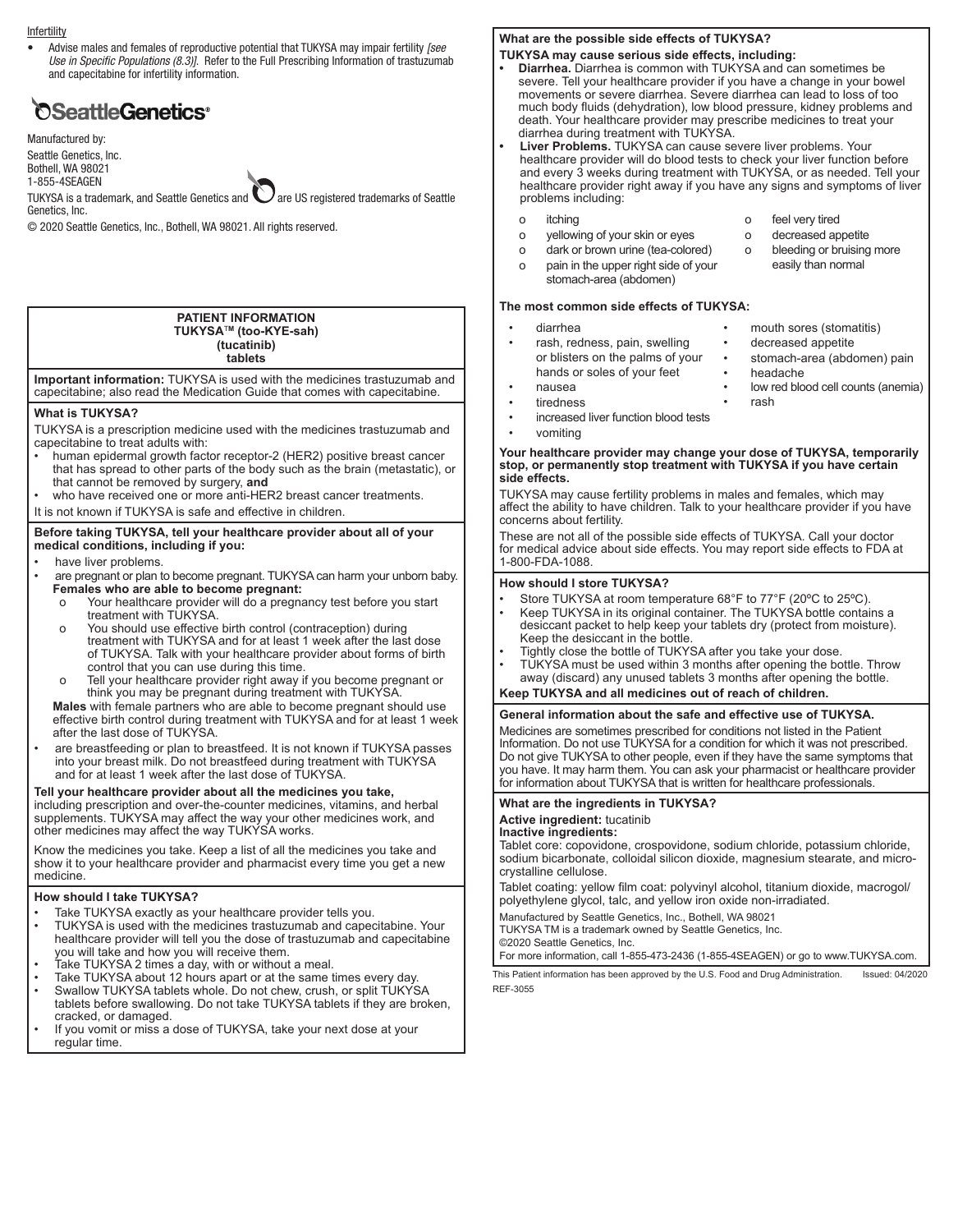Infertility

- Advise males and females of reproductive potential that TUKYSA may impair fertility *[see Use in Specific Populations (8.3)]*. Refer to the Full Prescribing Information of trastuzumab and capecitabine for infertility information.

**SeattleGenetics®**

Manufactured by:
Seattle Genetics, Inc.
Bothell, WA 98021
1-855-4SEAGEN

TUKYSA is a trademark, and Seattle Genetics and are US registered trademarks of Seattle Genetics, Inc.

© 2020 Seattle Genetics, Inc., Bothell, WA 98021. All rights reserved.

## PATIENT INFORMATION
## TUKYSA™ (too-KYE-sah)
## (tucatinib)
## tablets

**Important information:** TUKYSA is used with the medicines trastuzumab and capecitabine; also read the Medication Guide that comes with capecitabine.

### What is TUKYSA?

TUKYSA is a prescription medicine used with the medicines trastuzumab and capecitabine to treat adults with:

- human epidermal growth factor receptor-2 (HER2) positive breast cancer that has spread to other parts of the body such as the brain (metastatic), or that cannot be removed by surgery, **and**
- who have received one or more anti-HER2 breast cancer treatments.

It is not known if TUKYSA is safe and effective in children.

### Before taking TUKYSA, tell your healthcare provider about all of your medical conditions, including if you:

- have liver problems.
- are pregnant or plan to become pregnant. TUKYSA can harm your unborn baby.
  **Females who are able to become pregnant:**
  - Your healthcare provider will do a pregnancy test before you start treatment with TUKYSA.
  - You should use effective birth control (contraception) during treatment with TUKYSA and for at least 1 week after the last dose of TUKYSA. Talk with your healthcare provider about forms of birth control that you can use during this time.
  - Tell your healthcare provider right away if you become pregnant or think you may be pregnant during treatment with TUKYSA.

  **Males** with female partners who are able to become pregnant should use effective birth control during treatment with TUKYSA and for at least 1 week after the last dose of TUKYSA.
- are breastfeeding or plan to breastfeed. It is not known if TUKYSA passes into your breast milk. Do not breastfeed during treatment with TUKYSA and for at least 1 week after the last dose of TUKYSA.

**Tell your healthcare provider about all the medicines you take,** including prescription and over-the-counter medicines, vitamins, and herbal supplements. TUKYSA may affect the way your other medicines work, and other medicines may affect the way TUKYSA works.

Know the medicines you take. Keep a list of all the medicines you take and show it to your healthcare provider and pharmacist every time you get a new medicine.

### How should I take TUKYSA?

- Take TUKYSA exactly as your healthcare provider tells you.
- TUKYSA is used with the medicines trastuzumab and capecitabine. Your healthcare provider will tell you the dose of trastuzumab and capecitabine you will take and how you will receive them.
- Take TUKYSA 2 times a day, with or without a meal.
- Take TUKYSA about 12 hours apart or at the same times every day.
- Swallow TUKYSA tablets whole. Do not chew, crush, or split TUKYSA tablets before swallowing. Do not take TUKYSA tablets if they are broken, cracked, or damaged.
- If you vomit or miss a dose of TUKYSA, take your next dose at your regular time.

### What are the possible side effects of TUKYSA?

**TUKYSA may cause serious side effects, including:**

- **Diarrhea.** Diarrhea is common with TUKYSA and can sometimes be severe. Tell your healthcare provider if you have a change in your bowel movements or severe diarrhea. Severe diarrhea can lead to loss of too much body fluids (dehydration), low blood pressure, kidney problems and death. Your healthcare provider may prescribe medicines to treat your diarrhea during treatment with TUKYSA.
- **Liver Problems.** TUKYSA can cause severe liver problems. Your healthcare provider will do blood tests to check your liver function before and every 3 weeks during treatment with TUKYSA, or as needed. Tell your healthcare provider right away if you have any signs and symptoms of liver problems including:
  - itching
  - yellowing of your skin or eyes
  - dark or brown urine (tea-colored)
  - pain in the upper right side of your stomach-area (abdomen)
  - feel very tired
  - decreased appetite
  - bleeding or bruising more easily than normal

**The most common side effects of TUKYSA:**

- diarrhea
- rash, redness, pain, swelling or blisters on the palms of your hands or soles of your feet
- nausea
- tiredness
- increased liver function blood tests
- vomiting
- mouth sores (stomatitis)
- decreased appetite
- stomach-area (abdomen) pain
- headache
- low red blood cell counts (anemia)
- rash

**Your healthcare provider may change your dose of TUKYSA, temporarily stop, or permanently stop treatment with TUKYSA if you have certain side effects.**

TUKYSA may cause fertility problems in males and females, which may affect the ability to have children. Talk to your healthcare provider if you have concerns about fertility.

These are not all of the possible side effects of TUKYSA. Call your doctor for medical advice about side effects. You may report side effects to FDA at 1-800-FDA-1088.

### How should I store TUKYSA?

- Store TUKYSA at room temperature 68°F to 77°F (20ºC to 25ºC).
- Keep TUKYSA in its original container. The TUKYSA bottle contains a desiccant packet to help keep your tablets dry (protect from moisture). Keep the desiccant in the bottle.
- Tightly close the bottle of TUKYSA after you take your dose.
- TUKYSA must be used within 3 months after opening the bottle. Throw away (discard) any unused tablets 3 months after opening the bottle.

**Keep TUKYSA and all medicines out of reach of children.**

### General information about the safe and effective use of TUKYSA.

Medicines are sometimes prescribed for conditions not listed in the Patient Information. Do not use TUKYSA for a condition for which it was not prescribed. Do not give TUKYSA to other people, even if they have the same symptoms that you have. It may harm them. You can ask your pharmacist or healthcare provider for information about TUKYSA that is written for healthcare professionals.

### What are the ingredients in TUKYSA?

**Active ingredient:** tucatinib

**Inactive ingredients:**

Tablet core: copovidone, crospovidone, sodium chloride, potassium chloride, sodium bicarbonate, colloidal silicon dioxide, magnesium stearate, and microcrystalline cellulose.

Tablet coating: yellow film coat: polyvinyl alcohol, titanium dioxide, macrogol/polyethylene glycol, talc, and yellow iron oxide non-irradiated.

Manufactured by Seattle Genetics, Inc., Bothell, WA 98021
TUKYSA TM is a trademark owned by Seattle Genetics, Inc.
©2020 Seattle Genetics, Inc.
For more information, call 1-855-473-2436 (1-855-4SEAGEN) or go to www.TUKYSA.com.

This Patient information has been approved by the U.S. Food and Drug Administration. Issued: 04/2020

REF-3055